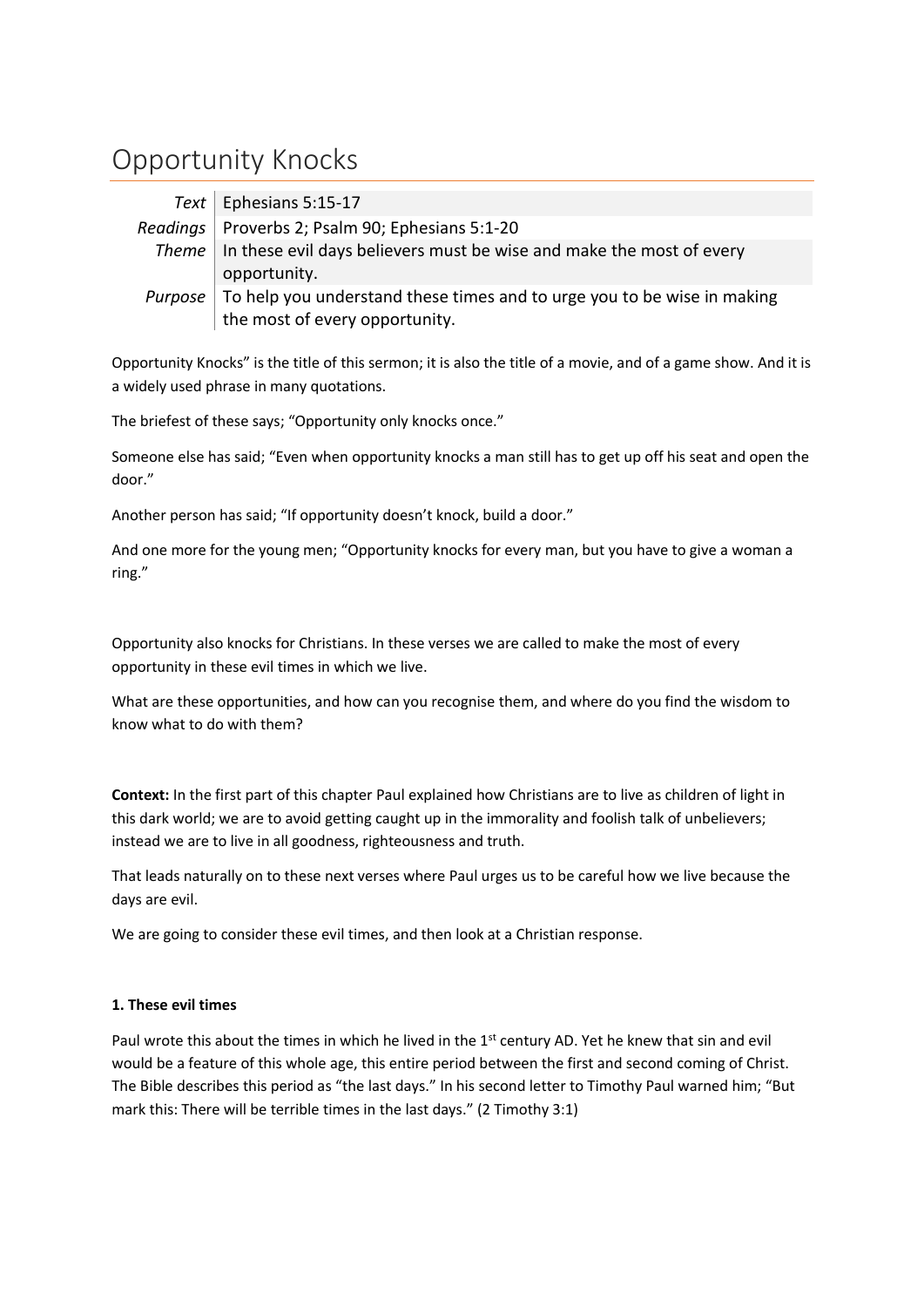# Opportunity Knocks

| | |
|---|---|
| *Text* | Ephesians 5:15-17 |
| *Readings* | Proverbs 2; Psalm 90; Ephesians 5:1-20 |
| *Theme* | In these evil days believers must be wise and make the most of every opportunity. |
| *Purpose* | To help you understand these times and to urge you to be wise in making the most of every opportunity. |

Opportunity Knocks" is the title of this sermon; it is also the title of a movie, and of a game show. And it is a widely used phrase in many quotations.

The briefest of these says; "Opportunity only knocks once."

Someone else has said; "Even when opportunity knocks a man still has to get up off his seat and open the door."

Another person has said; "If opportunity doesn't knock, build a door."

And one more for the young men; "Opportunity knocks for every man, but you have to give a woman a ring."

Opportunity also knocks for Christians. In these verses we are called to make the most of every opportunity in these evil times in which we live.

What are these opportunities, and how can you recognise them, and where do you find the wisdom to know what to do with them?

**Context:** In the first part of this chapter Paul explained how Christians are to live as children of light in this dark world; we are to avoid getting caught up in the immorality and foolish talk of unbelievers; instead we are to live in all goodness, righteousness and truth.

That leads naturally on to these next verses where Paul urges us to be careful how we live because the days are evil.

We are going to consider these evil times, and then look at a Christian response.

**1. These evil times**

Paul wrote this about the times in which he lived in the 1st century AD. Yet he knew that sin and evil would be a feature of this whole age, this entire period between the first and second coming of Christ. The Bible describes this period as "the last days." In his second letter to Timothy Paul warned him; "But mark this: There will be terrible times in the last days." (2 Timothy 3:1)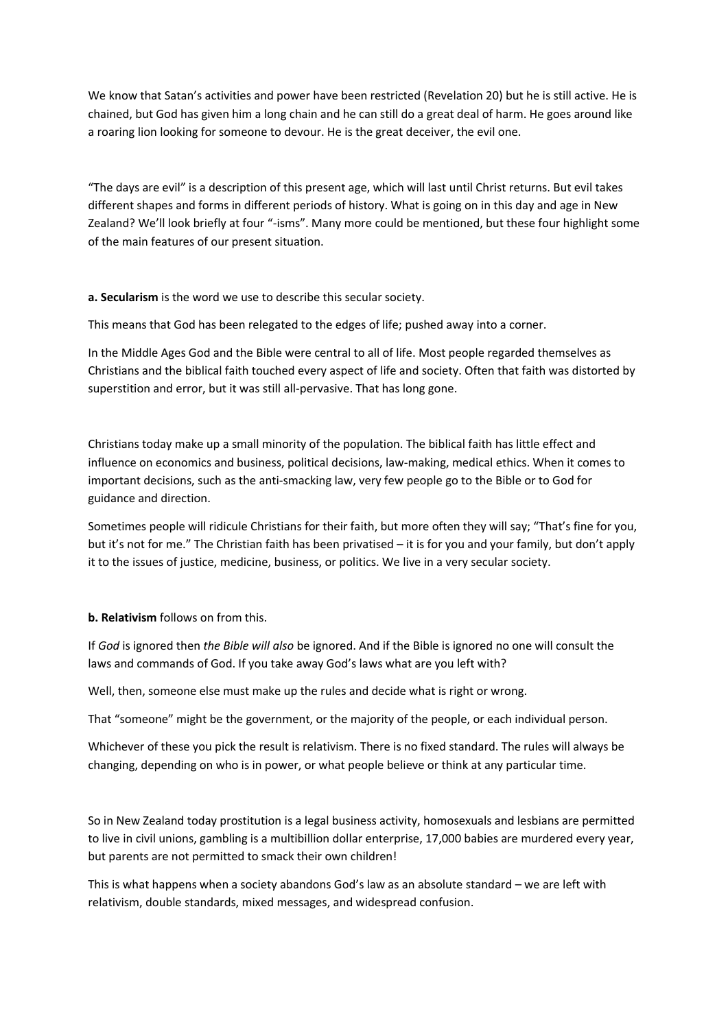We know that Satan's activities and power have been restricted (Revelation 20) but he is still active. He is chained, but God has given him a long chain and he can still do a great deal of harm. He goes around like a roaring lion looking for someone to devour. He is the great deceiver, the evil one.

"The days are evil" is a description of this present age, which will last until Christ returns. But evil takes different shapes and forms in different periods of history. What is going on in this day and age in New Zealand? We'll look briefly at four "-isms". Many more could be mentioned, but these four highlight some of the main features of our present situation.

**a. Secularism** is the word we use to describe this secular society.

This means that God has been relegated to the edges of life; pushed away into a corner.

In the Middle Ages God and the Bible were central to all of life. Most people regarded themselves as Christians and the biblical faith touched every aspect of life and society. Often that faith was distorted by superstition and error, but it was still all-pervasive. That has long gone.

Christians today make up a small minority of the population. The biblical faith has little effect and influence on economics and business, political decisions, law-making, medical ethics. When it comes to important decisions, such as the anti-smacking law, very few people go to the Bible or to God for guidance and direction.

Sometimes people will ridicule Christians for their faith, but more often they will say; "That's fine for you, but it's not for me." The Christian faith has been privatised – it is for you and your family, but don't apply it to the issues of justice, medicine, business, or politics. We live in a very secular society.

**b. Relativism** follows on from this.

If *God* is ignored then *the Bible will also* be ignored. And if the Bible is ignored no one will consult the laws and commands of God. If you take away God's laws what are you left with?

Well, then, someone else must make up the rules and decide what is right or wrong.

That "someone" might be the government, or the majority of the people, or each individual person.

Whichever of these you pick the result is relativism. There is no fixed standard. The rules will always be changing, depending on who is in power, or what people believe or think at any particular time.

So in New Zealand today prostitution is a legal business activity, homosexuals and lesbians are permitted to live in civil unions, gambling is a multibillion dollar enterprise, 17,000 babies are murdered every year, but parents are not permitted to smack their own children!

This is what happens when a society abandons God's law as an absolute standard – we are left with relativism, double standards, mixed messages, and widespread confusion.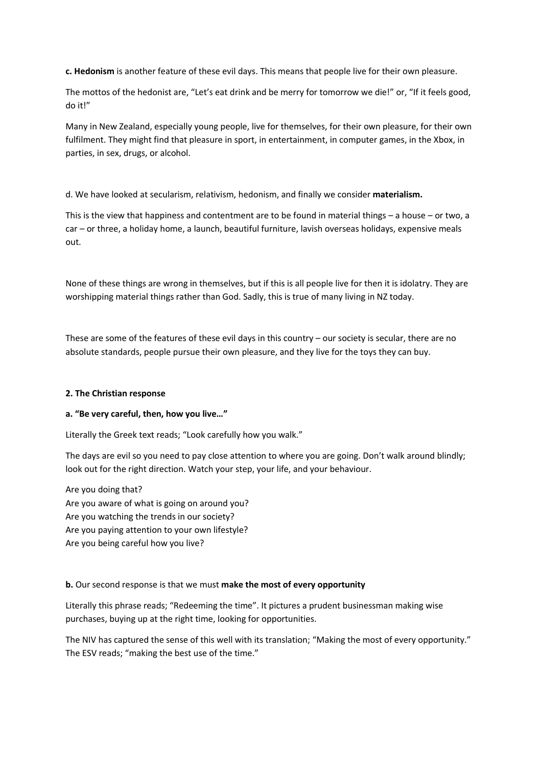**c. Hedonism** is another feature of these evil days. This means that people live for their own pleasure.

The mottos of the hedonist are, "Let's eat drink and be merry for tomorrow we die!" or, "If it feels good, do it!"

Many in New Zealand, especially young people, live for themselves, for their own pleasure, for their own fulfilment. They might find that pleasure in sport, in entertainment, in computer games, in the Xbox, in parties, in sex, drugs, or alcohol.

d. We have looked at secularism, relativism, hedonism, and finally we consider **materialism.**

This is the view that happiness and contentment are to be found in material things – a house – or two, a car – or three, a holiday home, a launch, beautiful furniture, lavish overseas holidays, expensive meals out.

None of these things are wrong in themselves, but if this is all people live for then it is idolatry. They are worshipping material things rather than God. Sadly, this is true of many living in NZ today.

These are some of the features of these evil days in this country – our society is secular, there are no absolute standards, people pursue their own pleasure, and they live for the toys they can buy.

**2. The Christian response**

**a. "Be very careful, then, how you live…"**

Literally the Greek text reads; "Look carefully how you walk."

The days are evil so you need to pay close attention to where you are going. Don't walk around blindly; look out for the right direction. Watch your step, your life, and your behaviour.

Are you doing that?
Are you aware of what is going on around you?
Are you watching the trends in our society?
Are you paying attention to your own lifestyle?
Are you being careful how you live?

**b.** Our second response is that we must **make the most of every opportunity**

Literally this phrase reads; "Redeeming the time". It pictures a prudent businessman making wise purchases, buying up at the right time, looking for opportunities.

The NIV has captured the sense of this well with its translation; "Making the most of every opportunity." The ESV reads; "making the best use of the time."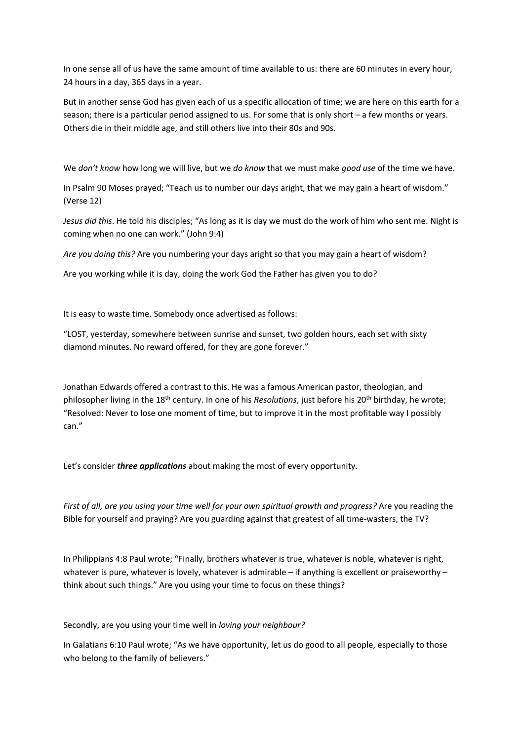In one sense all of us have the same amount of time available to us: there are 60 minutes in every hour, 24 hours in a day, 365 days in a year.

But in another sense God has given each of us a specific allocation of time; we are here on this earth for a season; there is a particular period assigned to us. For some that is only short – a few months or years. Others die in their middle age, and still others live into their 80s and 90s.

We *don't know* how long we will live, but we *do know* that we must make *good use* of the time we have.

In Psalm 90 Moses prayed; "Teach us to number our days aright, that we may gain a heart of wisdom." (Verse 12)

*Jesus did this*. He told his disciples; "As long as it is day we must do the work of him who sent me. Night is coming when no one can work." (John 9:4)

*Are you doing this?* Are you numbering your days aright so that you may gain a heart of wisdom?

Are you working while it is day, doing the work God the Father has given you to do?

It is easy to waste time. Somebody once advertised as follows:

"LOST, yesterday, somewhere between sunrise and sunset, two golden hours, each set with sixty diamond minutes. No reward offered, for they are gone forever."

Jonathan Edwards offered a contrast to this. He was a famous American pastor, theologian, and philosopher living in the 18th century. In one of his *Resolutions*, just before his 20th birthday, he wrote; "Resolved: Never to lose one moment of time, but to improve it in the most profitable way I possibly can."

Let's consider ***three applications*** about making the most of every opportunity.

*First of all, are you using your time well for your own spiritual growth and progress?* Are you reading the Bible for yourself and praying? Are you guarding against that greatest of all time-wasters, the TV?

In Philippians 4:8 Paul wrote; "Finally, brothers whatever is true, whatever is noble, whatever is right, whatever is pure, whatever is lovely, whatever is admirable – if anything is excellent or praiseworthy – think about such things." Are you using your time to focus on these things?

Secondly, are you using your time well in *loving your neighbour?*

In Galatians 6:10 Paul wrote; "As we have opportunity, let us do good to all people, especially to those who belong to the family of believers."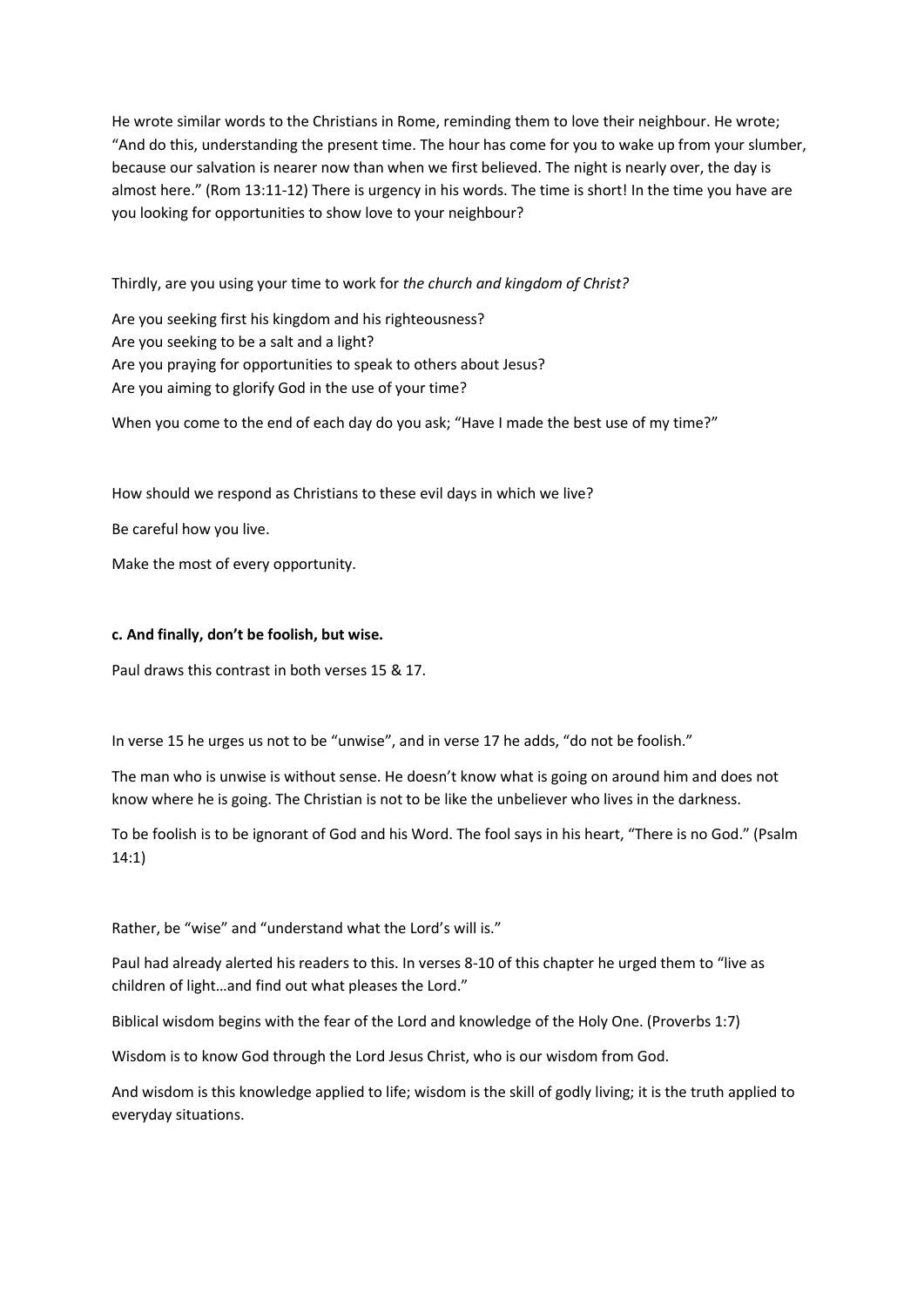He wrote similar words to the Christians in Rome, reminding them to love their neighbour. He wrote; "And do this, understanding the present time. The hour has come for you to wake up from your slumber, because our salvation is nearer now than when we first believed. The night is nearly over, the day is almost here." (Rom 13:11-12) There is urgency in his words. The time is short! In the time you have are you looking for opportunities to show love to your neighbour?

Thirdly, are you using your time to work for *the church and kingdom of Christ?*

Are you seeking first his kingdom and his righteousness?
Are you seeking to be a salt and a light?
Are you praying for opportunities to speak to others about Jesus?
Are you aiming to glorify God in the use of your time?

When you come to the end of each day do you ask; "Have I made the best use of my time?"

How should we respond as Christians to these evil days in which we live?

Be careful how you live.

Make the most of every opportunity.

**c. And finally, don't be foolish, but wise.**

Paul draws this contrast in both verses 15 & 17.

In verse 15 he urges us not to be "unwise", and in verse 17 he adds, "do not be foolish."

The man who is unwise is without sense. He doesn't know what is going on around him and does not know where he is going. The Christian is not to be like the unbeliever who lives in the darkness.

To be foolish is to be ignorant of God and his Word. The fool says in his heart, "There is no God." (Psalm 14:1)

Rather, be "wise" and "understand what the Lord's will is."

Paul had already alerted his readers to this. In verses 8-10 of this chapter he urged them to "live as children of light…and find out what pleases the Lord."

Biblical wisdom begins with the fear of the Lord and knowledge of the Holy One. (Proverbs 1:7)

Wisdom is to know God through the Lord Jesus Christ, who is our wisdom from God.

And wisdom is this knowledge applied to life; wisdom is the skill of godly living; it is the truth applied to everyday situations.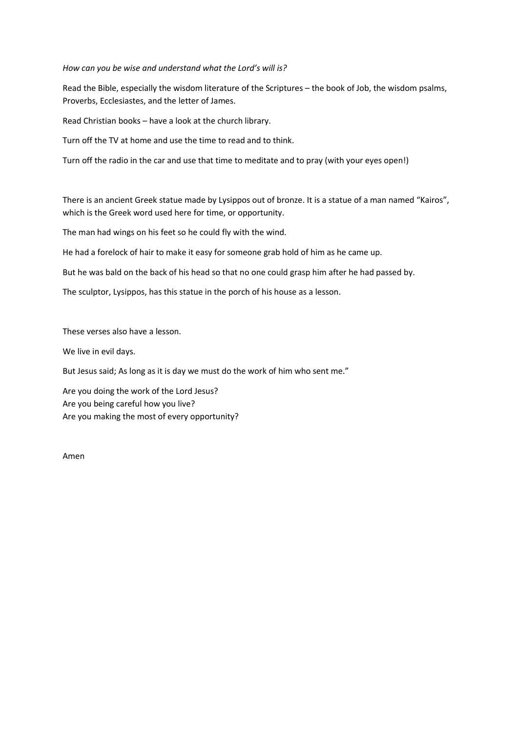*How can you be wise and understand what the Lord's will is?*

Read the Bible, especially the wisdom literature of the Scriptures – the book of Job, the wisdom psalms, Proverbs, Ecclesiastes, and the letter of James.

Read Christian books – have a look at the church library.

Turn off the TV at home and use the time to read and to think.

Turn off the radio in the car and use that time to meditate and to pray (with your eyes open!)

There is an ancient Greek statue made by Lysippos out of bronze. It is a statue of a man named "Kairos", which is the Greek word used here for time, or opportunity.

The man had wings on his feet so he could fly with the wind.

He had a forelock of hair to make it easy for someone grab hold of him as he came up.

But he was bald on the back of his head so that no one could grasp him after he had passed by.

The sculptor, Lysippos, has this statue in the porch of his house as a lesson.

These verses also have a lesson.

We live in evil days.

But Jesus said; As long as it is day we must do the work of him who sent me."

Are you doing the work of the Lord Jesus?
Are you being careful how you live?
Are you making the most of every opportunity?

Amen